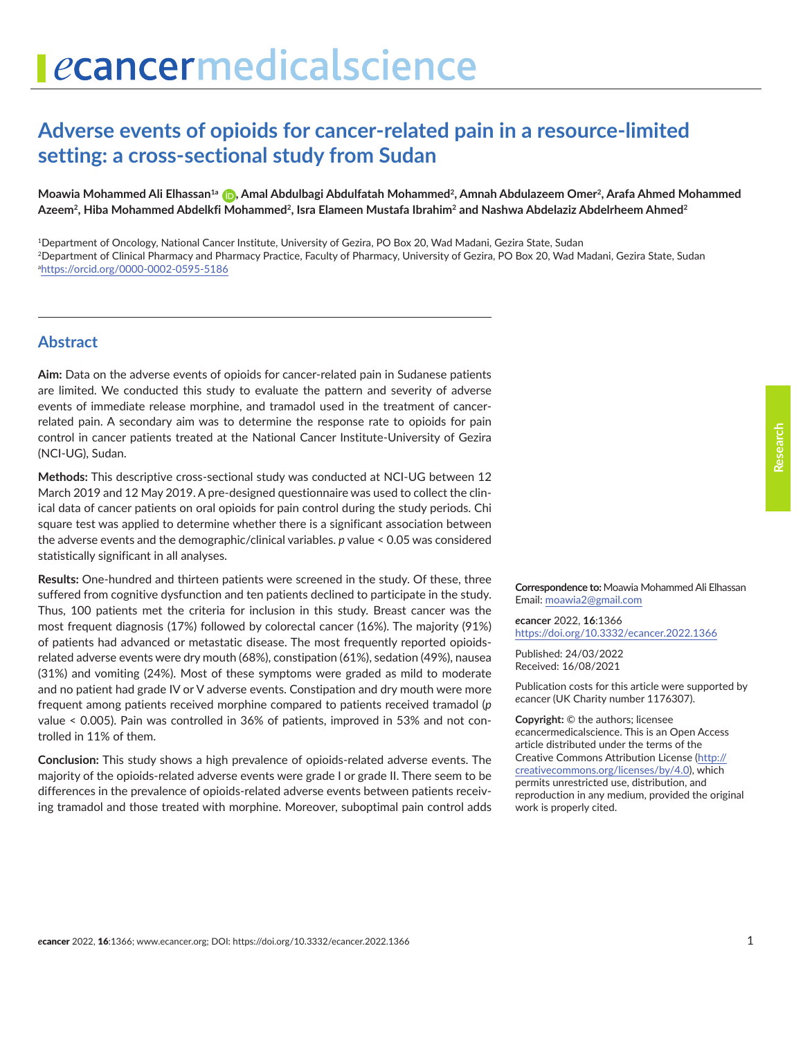# Adverse events of opioids for cancer-related pain in a resource-limited setting: a cross-sectional study from Sudan

**Moawia Mohammed Ali Elhassan[1a], Amal Abdulbagi Abdulfatah Mohammed[2], Amnah Abdulazeem Omer[2], Arafa Ahmed Mohammed Azeem[2], Hiba Mohammed Abdelkfi Mohammed[2], Isra Elameen Mustafa Ibrahim[2] and Nashwa Abdelaziz Abdelrheem Ahmed[2]**

[1]Department of Oncology, National Cancer Institute, University of Gezira, PO Box 20, Wad Madani, Gezira State, Sudan
[2]Department of Clinical Pharmacy and Pharmacy Practice, Faculty of Pharmacy, University of Gezira, PO Box 20, Wad Madani, Gezira State, Sudan
[a]https://orcid.org/0000-0002-0595-5186

## Abstract

**Aim:** Data on the adverse events of opioids for cancer-related pain in Sudanese patients are limited. We conducted this study to evaluate the pattern and severity of adverse events of immediate release morphine, and tramadol used in the treatment of cancer-related pain. A secondary aim was to determine the response rate to opioids for pain control in cancer patients treated at the National Cancer Institute-University of Gezira (NCI-UG), Sudan.

**Methods:** This descriptive cross-sectional study was conducted at NCI-UG between 12 March 2019 and 12 May 2019. A pre-designed questionnaire was used to collect the clinical data of cancer patients on oral opioids for pain control during the study periods. Chi square test was applied to determine whether there is a significant association between the adverse events and the demographic/clinical variables. *p* value < 0.05 was considered statistically significant in all analyses.

**Results:** One-hundred and thirteen patients were screened in the study. Of these, three suffered from cognitive dysfunction and ten patients declined to participate in the study. Thus, 100 patients met the criteria for inclusion in this study. Breast cancer was the most frequent diagnosis (17%) followed by colorectal cancer (16%). The majority (91%) of patients had advanced or metastatic disease. The most frequently reported opioids-related adverse events were dry mouth (68%), constipation (61%), sedation (49%), nausea (31%) and vomiting (24%). Most of these symptoms were graded as mild to moderate and no patient had grade IV or V adverse events. Constipation and dry mouth were more frequent among patients received morphine compared to patients received tramadol (*p* value < 0.005). Pain was controlled in 36% of patients, improved in 53% and not controlled in 11% of them.

**Conclusion:** This study shows a high prevalence of opioids-related adverse events. The majority of the opioids-related adverse events were grade I or grade II. There seem to be differences in the prevalence of opioids-related adverse events between patients receiving tramadol and those treated with morphine. Moreover, suboptimal pain control adds

**Correspondence to:** Moawia Mohammed Ali Elhassan
Email: moawia2@gmail.com

*e*cancer 2022, **16**:1366
https://doi.org/10.3332/ecancer.2022.1366

Published: 24/03/2022
Received: 16/08/2021

Publication costs for this article were supported by *e*cancer (UK Charity number 1176307).

**Copyright:** © the authors; licensee *e*cancermedicalscience. This is an Open Access article distributed under the terms of the Creative Commons Attribution License (http://creativecommons.org/licenses/by/4.0), which permits unrestricted use, distribution, and reproduction in any medium, provided the original work is properly cited.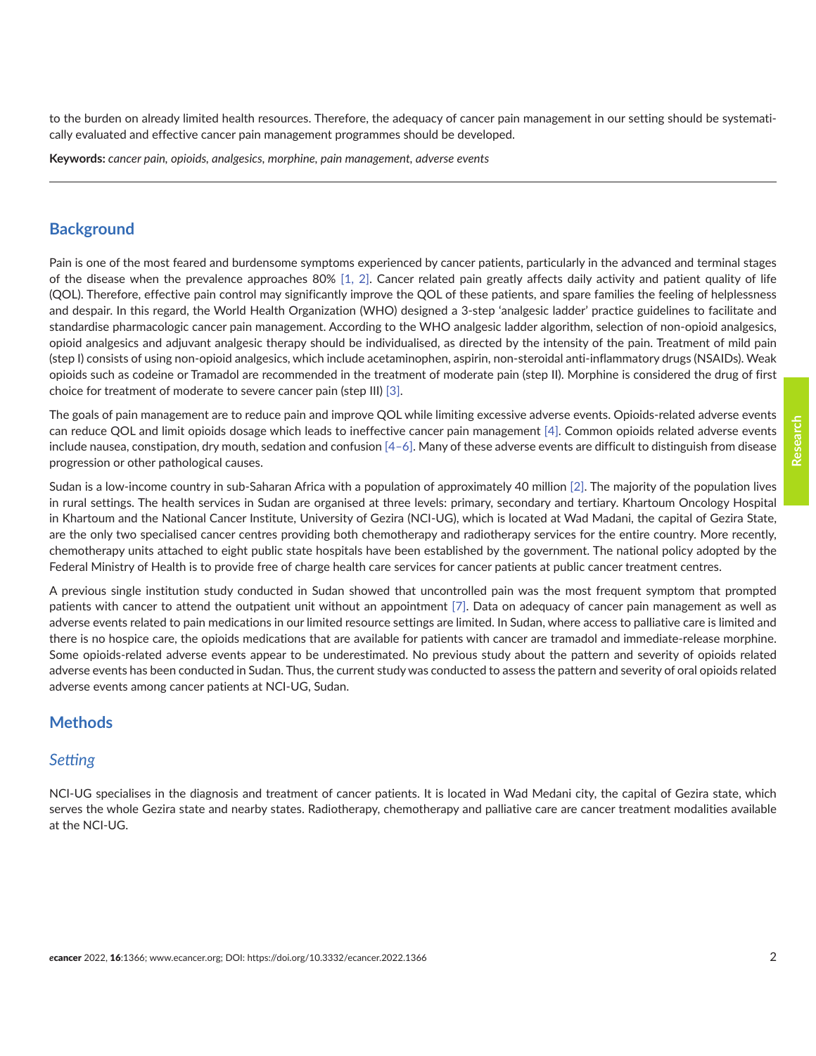to the burden on already limited health resources. Therefore, the adequacy of cancer pain management in our setting should be systematically evaluated and effective cancer pain management programmes should be developed.

**Keywords:** *cancer pain, opioids, analgesics, morphine, pain management, adverse events*

---

## Background

Pain is one of the most feared and burdensome symptoms experienced by cancer patients, particularly in the advanced and terminal stages of the disease when the prevalence approaches 80% [1, 2]. Cancer related pain greatly affects daily activity and patient quality of life (QOL). Therefore, effective pain control may significantly improve the QOL of these patients, and spare families the feeling of helplessness and despair. In this regard, the World Health Organization (WHO) designed a 3-step 'analgesic ladder' practice guidelines to facilitate and standardise pharmacologic cancer pain management. According to the WHO analgesic ladder algorithm, selection of non-opioid analgesics, opioid analgesics and adjuvant analgesic therapy should be individualised, as directed by the intensity of the pain. Treatment of mild pain (step I) consists of using non-opioid analgesics, which include acetaminophen, aspirin, non-steroidal anti-inflammatory drugs (NSAIDs). Weak opioids such as codeine or Tramadol are recommended in the treatment of moderate pain (step II). Morphine is considered the drug of first choice for treatment of moderate to severe cancer pain (step III) [3].

The goals of pain management are to reduce pain and improve QOL while limiting excessive adverse events. Opioids-related adverse events can reduce QOL and limit opioids dosage which leads to ineffective cancer pain management [4]. Common opioids related adverse events include nausea, constipation, dry mouth, sedation and confusion [4–6]. Many of these adverse events are difficult to distinguish from disease progression or other pathological causes.

Sudan is a low-income country in sub-Saharan Africa with a population of approximately 40 million [2]. The majority of the population lives in rural settings. The health services in Sudan are organised at three levels: primary, secondary and tertiary. Khartoum Oncology Hospital in Khartoum and the National Cancer Institute, University of Gezira (NCI-UG), which is located at Wad Madani, the capital of Gezira State, are the only two specialised cancer centres providing both chemotherapy and radiotherapy services for the entire country. More recently, chemotherapy units attached to eight public state hospitals have been established by the government. The national policy adopted by the Federal Ministry of Health is to provide free of charge health care services for cancer patients at public cancer treatment centres.

A previous single institution study conducted in Sudan showed that uncontrolled pain was the most frequent symptom that prompted patients with cancer to attend the outpatient unit without an appointment [7]. Data on adequacy of cancer pain management as well as adverse events related to pain medications in our limited resource settings are limited. In Sudan, where access to palliative care is limited and there is no hospice care, the opioids medications that are available for patients with cancer are tramadol and immediate-release morphine. Some opioids-related adverse events appear to be underestimated. No previous study about the pattern and severity of opioids related adverse events has been conducted in Sudan. Thus, the current study was conducted to assess the pattern and severity of oral opioids related adverse events among cancer patients at NCI-UG, Sudan.

## Methods

### *Setting*

NCI-UG specialises in the diagnosis and treatment of cancer patients. It is located in Wad Medani city, the capital of Gezira state, which serves the whole Gezira state and nearby states. Radiotherapy, chemotherapy and palliative care are cancer treatment modalities available at the NCI-UG.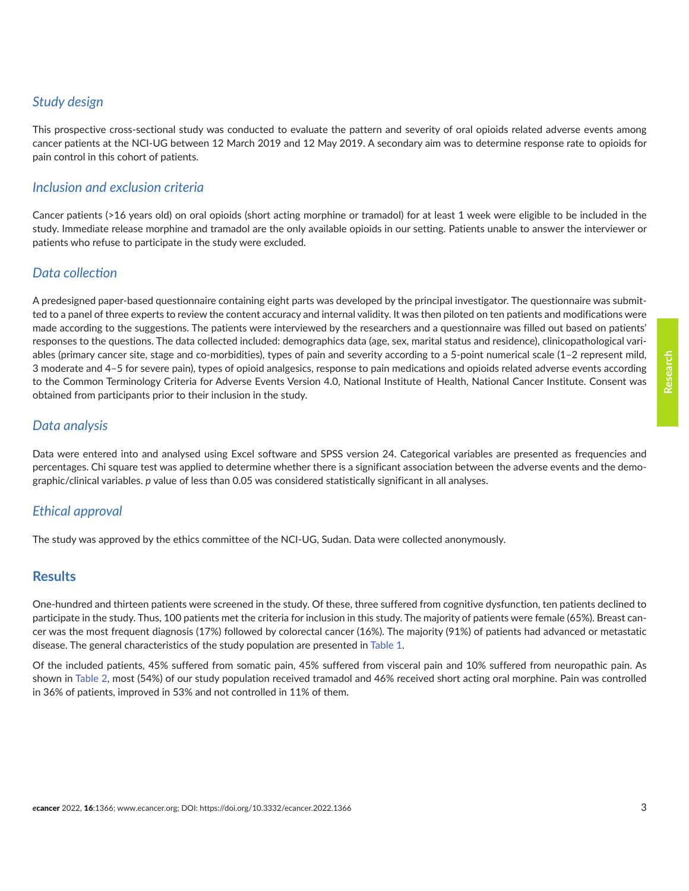### *Study design*

This prospective cross-sectional study was conducted to evaluate the pattern and severity of oral opioids related adverse events among cancer patients at the NCI-UG between 12 March 2019 and 12 May 2019. A secondary aim was to determine response rate to opioids for pain control in this cohort of patients.

### *Inclusion and exclusion criteria*

Cancer patients (>16 years old) on oral opioids (short acting morphine or tramadol) for at least 1 week were eligible to be included in the study. Immediate release morphine and tramadol are the only available opioids in our setting. Patients unable to answer the interviewer or patients who refuse to participate in the study were excluded.

### *Data collection*

A predesigned paper-based questionnaire containing eight parts was developed by the principal investigator. The questionnaire was submitted to a panel of three experts to review the content accuracy and internal validity. It was then piloted on ten patients and modifications were made according to the suggestions. The patients were interviewed by the researchers and a questionnaire was filled out based on patients' responses to the questions. The data collected included: demographics data (age, sex, marital status and residence), clinicopathological variables (primary cancer site, stage and co-morbidities), types of pain and severity according to a 5-point numerical scale (1–2 represent mild, 3 moderate and 4–5 for severe pain), types of opioid analgesics, response to pain medications and opioids related adverse events according to the Common Terminology Criteria for Adverse Events Version 4.0, National Institute of Health, National Cancer Institute. Consent was obtained from participants prior to their inclusion in the study.

### *Data analysis*

Data were entered into and analysed using Excel software and SPSS version 24. Categorical variables are presented as frequencies and percentages. Chi square test was applied to determine whether there is a significant association between the adverse events and the demographic/clinical variables. $p$ value of less than 0.05 was considered statistically significant in all analyses.

### *Ethical approval*

The study was approved by the ethics committee of the NCI-UG, Sudan. Data were collected anonymously.

## Results

One-hundred and thirteen patients were screened in the study. Of these, three suffered from cognitive dysfunction, ten patients declined to participate in the study. Thus, 100 patients met the criteria for inclusion in this study. The majority of patients were female (65%). Breast cancer was the most frequent diagnosis (17%) followed by colorectal cancer (16%). The majority (91%) of patients had advanced or metastatic disease. The general characteristics of the study population are presented in Table 1.

Of the included patients, 45% suffered from somatic pain, 45% suffered from visceral pain and 10% suffered from neuropathic pain. As shown in Table 2, most (54%) of our study population received tramadol and 46% received short acting oral morphine. Pain was controlled in 36% of patients, improved in 53% and not controlled in 11% of them.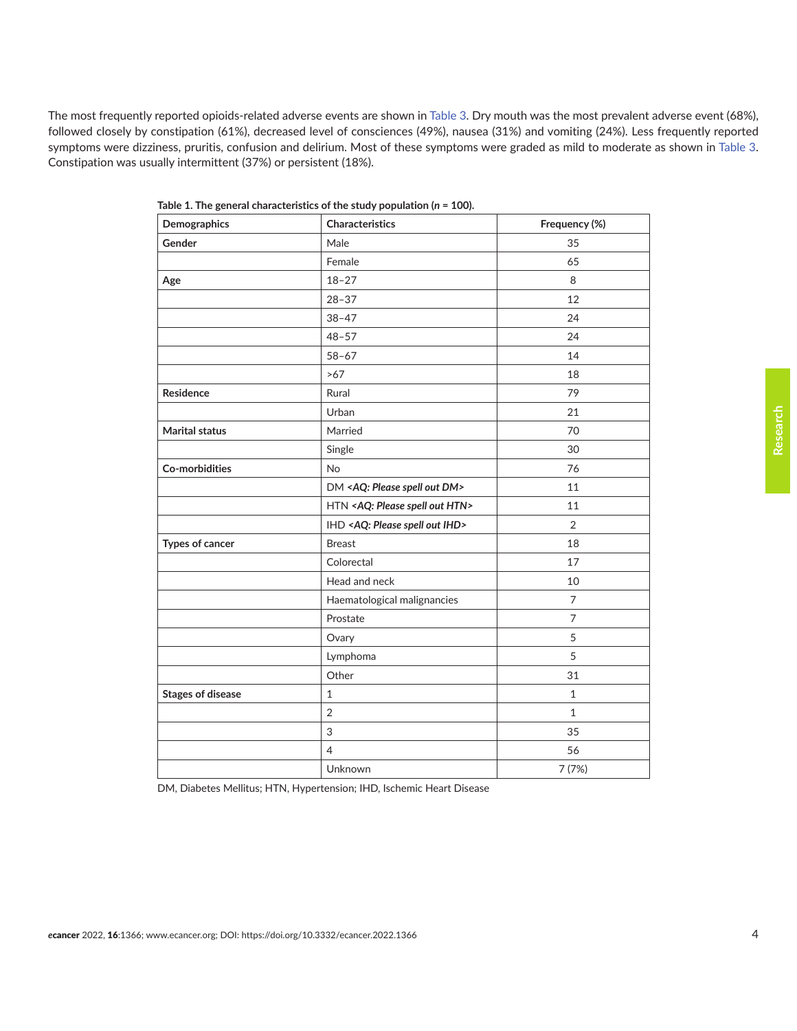The most frequently reported opioids-related adverse events are shown in Table 3. Dry mouth was the most prevalent adverse event (68%), followed closely by constipation (61%), decreased level of consciences (49%), nausea (31%) and vomiting (24%). Less frequently reported symptoms were dizziness, pruritis, confusion and delirium. Most of these symptoms were graded as mild to moderate as shown in Table 3. Constipation was usually intermittent (37%) or persistent (18%).

**Table 1. The general characteristics of the study population (*n* = 100).**

| Demographics | Characteristics | Frequency (%) |
|---|---|---|
| **Gender** | Male | 35 |
| | Female | 65 |
| **Age** | 18–27 | 8 |
| | 28–37 | 12 |
| | 38–47 | 24 |
| | 48–57 | 24 |
| | 58–67 | 14 |
| | >67 | 18 |
| **Residence** | Rural | 79 |
| | Urban | 21 |
| **Marital status** | Married | 70 |
| | Single | 30 |
| **Co-morbidities** | No | 76 |
| | DM ***<AQ: Please spell out DM>*** | 11 |
| | HTN ***<AQ: Please spell out HTN>*** | 11 |
| | IHD ***<AQ: Please spell out IHD>*** | 2 |
| **Types of cancer** | Breast | 18 |
| | Colorectal | 17 |
| | Head and neck | 10 |
| | Haematological malignancies | 7 |
| | Prostate | 7 |
| | Ovary | 5 |
| | Lymphoma | 5 |
| | Other | 31 |
| **Stages of disease** | 1 | 1 |
| | 2 | 1 |
| | 3 | 35 |
| | 4 | 56 |
| | Unknown | 7 (7%) |

DM, Diabetes Mellitus; HTN, Hypertension; IHD, Ischemic Heart Disease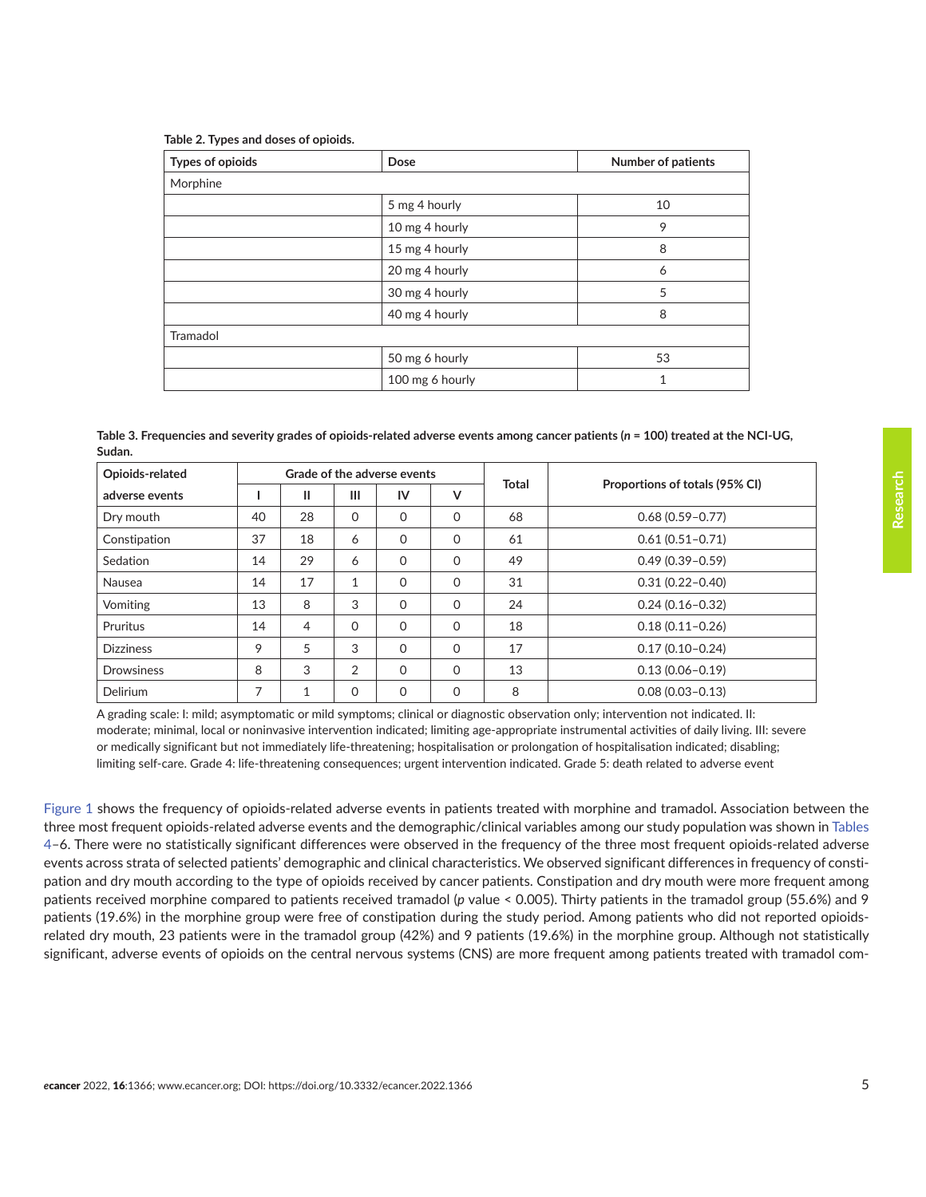**Table 2. Types and doses of opioids.**

| Types of opioids | Dose | Number of patients |
|---|---|---|
| Morphine | | |
| | 5 mg 4 hourly | 10 |
| | 10 mg 4 hourly | 9 |
| | 15 mg 4 hourly | 8 |
| | 20 mg 4 hourly | 6 |
| | 30 mg 4 hourly | 5 |
| | 40 mg 4 hourly | 8 |
| Tramadol | | |
| | 50 mg 6 hourly | 53 |
| | 100 mg 6 hourly | 1 |

**Table 3. Frequencies and severity grades of opioids-related adverse events among cancer patients (*n* = 100) treated at the NCI-UG, Sudan.**

| Opioids-related adverse events | Grade of the adverse events | | | | | Total | Proportions of totals (95% CI) |
|---|---|---|---|---|---|---|---|
| | I | II | III | IV | V | | |
| Dry mouth | 40 | 28 | 0 | 0 | 0 | 68 | 0.68 (0.59–0.77) |
| Constipation | 37 | 18 | 6 | 0 | 0 | 61 | 0.61 (0.51–0.71) |
| Sedation | 14 | 29 | 6 | 0 | 0 | 49 | 0.49 (0.39–0.59) |
| Nausea | 14 | 17 | 1 | 0 | 0 | 31 | 0.31 (0.22–0.40) |
| Vomiting | 13 | 8 | 3 | 0 | 0 | 24 | 0.24 (0.16–0.32) |
| Pruritus | 14 | 4 | 0 | 0 | 0 | 18 | 0.18 (0.11–0.26) |
| Dizziness | 9 | 5 | 3 | 0 | 0 | 17 | 0.17 (0.10–0.24) |
| Drowsiness | 8 | 3 | 2 | 0 | 0 | 13 | 0.13 (0.06–0.19) |
| Delirium | 7 | 1 | 0 | 0 | 0 | 8 | 0.08 (0.03–0.13) |

A grading scale: I: mild; asymptomatic or mild symptoms; clinical or diagnostic observation only; intervention not indicated. II: moderate; minimal, local or noninvasive intervention indicated; limiting age-appropriate instrumental activities of daily living. III: severe or medically significant but not immediately life-threatening; hospitalisation or prolongation of hospitalisation indicated; disabling; limiting self-care. Grade 4: life-threatening consequences; urgent intervention indicated. Grade 5: death related to adverse event

Figure 1 shows the frequency of opioids-related adverse events in patients treated with morphine and tramadol. Association between the three most frequent opioids-related adverse events and the demographic/clinical variables among our study population was shown in Tables 4–6. There were no statistically significant differences were observed in the frequency of the three most frequent opioids-related adverse events across strata of selected patients' demographic and clinical characteristics. We observed significant differences in frequency of constipation and dry mouth according to the type of opioids received by cancer patients. Constipation and dry mouth were more frequent among patients received morphine compared to patients received tramadol (*p* value < 0.005). Thirty patients in the tramadol group (55.6%) and 9 patients (19.6%) in the morphine group were free of constipation during the study period. Among patients who did not reported opioids-related dry mouth, 23 patients were in the tramadol group (42%) and 9 patients (19.6%) in the morphine group. Although not statistically significant, adverse events of opioids on the central nervous systems (CNS) are more frequent among patients treated with tramadol com-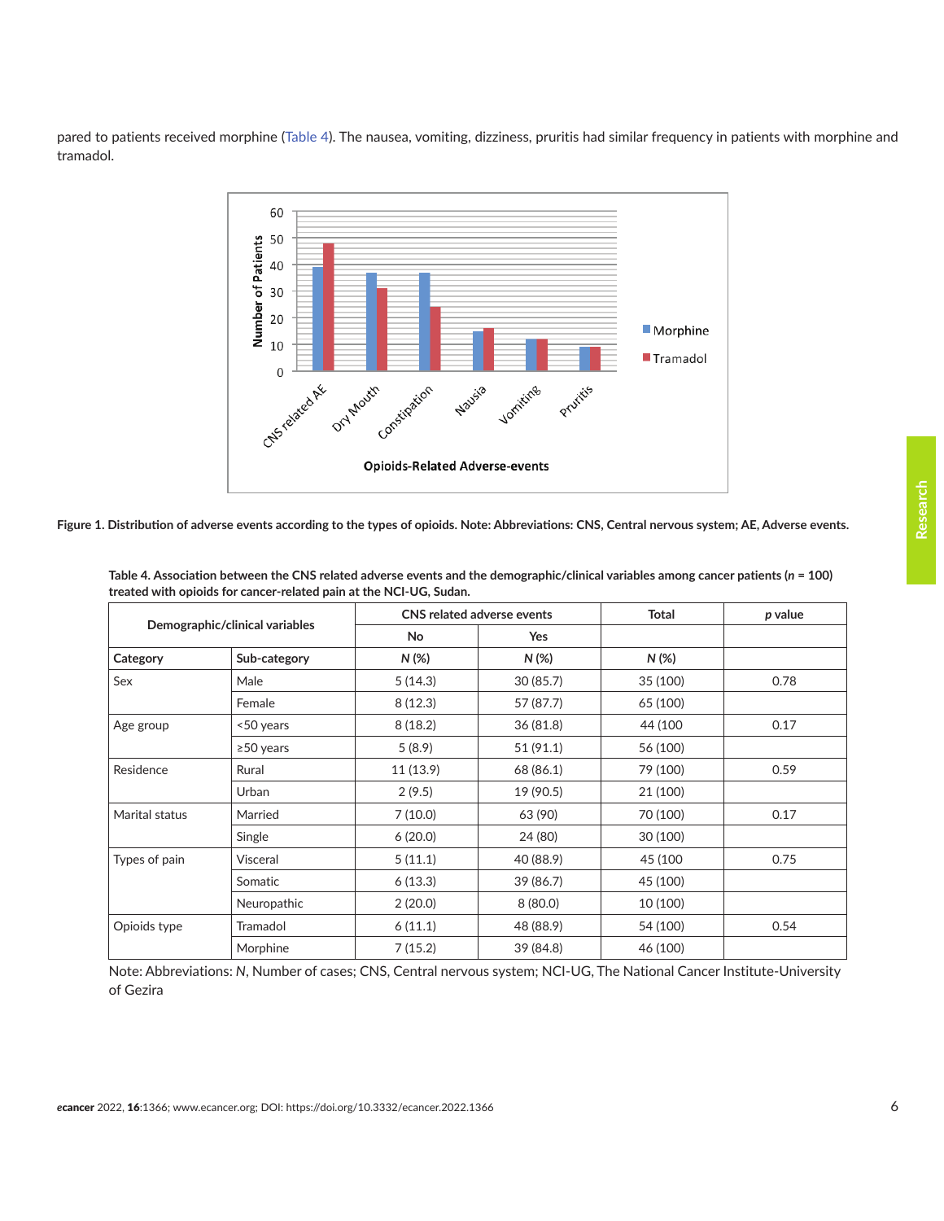pared to patients received morphine (Table 4). The nausea, vomiting, dizziness, pruritis had similar frequency in patients with morphine and tramadol.

**Figure 1. Distribution of adverse events according to the types of opioids. Note: Abbreviations: CNS, Central nervous system; AE, Adverse events.**

**Table 4. Association between the CNS related adverse events and the demographic/clinical variables among cancer patients ($n$ = 100) treated with opioids for cancer-related pain at the NCI-UG, Sudan.**

| Demographic/clinical variables | | CNS related adverse events | | Total | *p* value |
|---|---|---|---|---|---|
| | | No | Yes | | |
| Category | Sub-category | *N* (%) | *N* (%) | *N* (%) | |
| Sex | Male | 5 (14.3) | 30 (85.7) | 35 (100) | 0.78 |
| | Female | 8 (12.3) | 57 (87.7) | 65 (100) | |
| Age group | <50 years | 8 (18.2) | 36 (81.8) | 44 (100 | 0.17 |
| | ≥50 years | 5 (8.9) | 51 (91.1) | 56 (100) | |
| Residence | Rural | 11 (13.9) | 68 (86.1) | 79 (100) | 0.59 |
| | Urban | 2 (9.5) | 19 (90.5) | 21 (100) | |
| Marital status | Married | 7 (10.0) | 63 (90) | 70 (100) | 0.17 |
| | Single | 6 (20.0) | 24 (80) | 30 (100) | |
| Types of pain | Visceral | 5 (11.1) | 40 (88.9) | 45 (100 | 0.75 |
| | Somatic | 6 (13.3) | 39 (86.7) | 45 (100) | |
| | Neuropathic | 2 (20.0) | 8 (80.0) | 10 (100) | |
| Opioids type | Tramadol | 6 (11.1) | 48 (88.9) | 54 (100) | 0.54 |
| | Morphine | 7 (15.2) | 39 (84.8) | 46 (100) | |

Note: Abbreviations: *N*, Number of cases; CNS, Central nervous system; NCI-UG, The National Cancer Institute-University of Gezira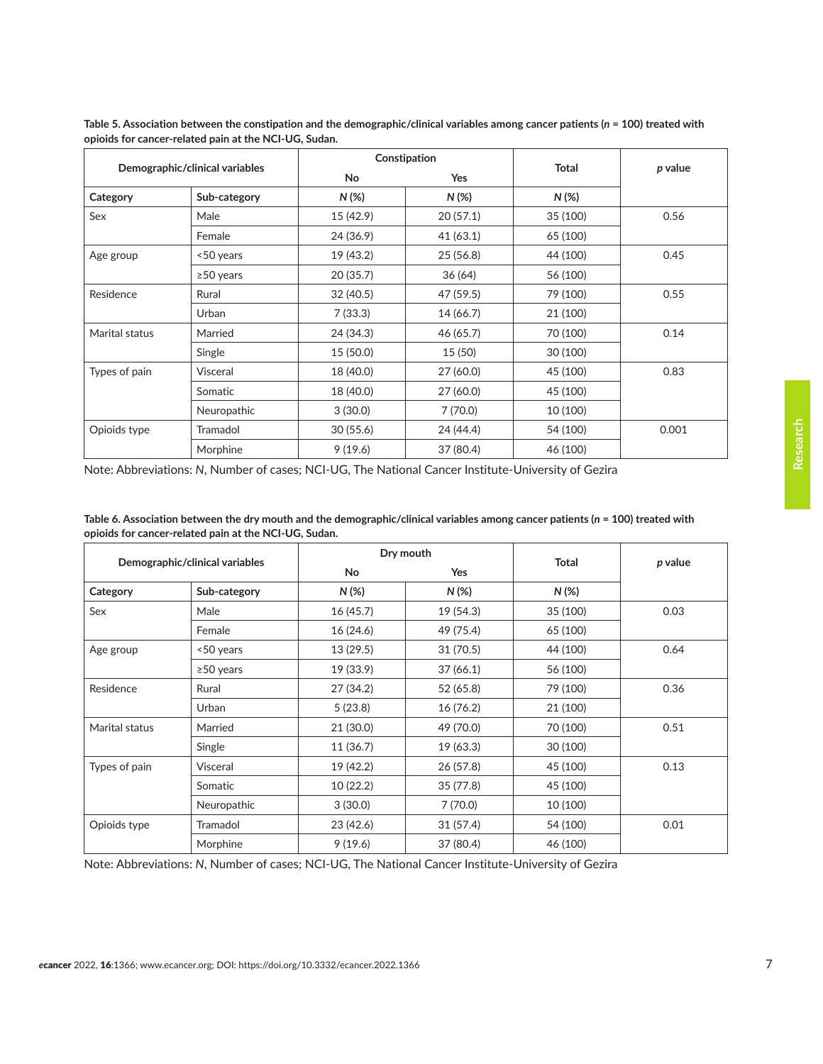**Table 5. Association between the constipation and the demographic/clinical variables among cancer patients (*n* = 100) treated with opioids for cancer-related pain at the NCI-UG, Sudan.**

| Demographic/clinical variables | | Constipation | | Total | *p* value |
|---|---|---|---|---|---|
| | | No | Yes | | |
| Category | Sub-category | *N* (%) | *N* (%) | *N* (%) | |
| Sex | Male | 15 (42.9) | 20 (57.1) | 35 (100) | 0.56 |
| | Female | 24 (36.9) | 41 (63.1) | 65 (100) | |
| Age group | <50 years | 19 (43.2) | 25 (56.8) | 44 (100) | 0.45 |
| | ≥50 years | 20 (35.7) | 36 (64) | 56 (100) | |
| Residence | Rural | 32 (40.5) | 47 (59.5) | 79 (100) | 0.55 |
| | Urban | 7 (33.3) | 14 (66.7) | 21 (100) | |
| Marital status | Married | 24 (34.3) | 46 (65.7) | 70 (100) | 0.14 |
| | Single | 15 (50.0) | 15 (50) | 30 (100) | |
| Types of pain | Visceral | 18 (40.0) | 27 (60.0) | 45 (100) | 0.83 |
| | Somatic | 18 (40.0) | 27 (60.0) | 45 (100) | |
| | Neuropathic | 3 (30.0) | 7 (70.0) | 10 (100) | |
| Opioids type | Tramadol | 30 (55.6) | 24 (44.4) | 54 (100) | 0.001 |
| | Morphine | 9 (19.6) | 37 (80.4) | 46 (100) | |

Note: Abbreviations: *N*, Number of cases; NCI-UG, The National Cancer Institute-University of Gezira

**Table 6. Association between the dry mouth and the demographic/clinical variables among cancer patients (*n* = 100) treated with opioids for cancer-related pain at the NCI-UG, Sudan.**

| Demographic/clinical variables | | Dry mouth | | Total | *p* value |
|---|---|---|---|---|---|
| | | No | Yes | | |
| Category | Sub-category | *N* (%) | *N* (%) | *N* (%) | |
| Sex | Male | 16 (45.7) | 19 (54.3) | 35 (100) | 0.03 |
| | Female | 16 (24.6) | 49 (75.4) | 65 (100) | |
| Age group | <50 years | 13 (29.5) | 31 (70.5) | 44 (100) | 0.64 |
| | ≥50 years | 19 (33.9) | 37 (66.1) | 56 (100) | |
| Residence | Rural | 27 (34.2) | 52 (65.8) | 79 (100) | 0.36 |
| | Urban | 5 (23.8) | 16 (76.2) | 21 (100) | |
| Marital status | Married | 21 (30.0) | 49 (70.0) | 70 (100) | 0.51 |
| | Single | 11 (36.7) | 19 (63.3) | 30 (100) | |
| Types of pain | Visceral | 19 (42.2) | 26 (57.8) | 45 (100) | 0.13 |
| | Somatic | 10 (22.2) | 35 (77.8) | 45 (100) | |
| | Neuropathic | 3 (30.0) | 7 (70.0) | 10 (100) | |
| Opioids type | Tramadol | 23 (42.6) | 31 (57.4) | 54 (100) | 0.01 |
| | Morphine | 9 (19.6) | 37 (80.4) | 46 (100) | |

Note: Abbreviations: *N*, Number of cases; NCI-UG, The National Cancer Institute-University of Gezira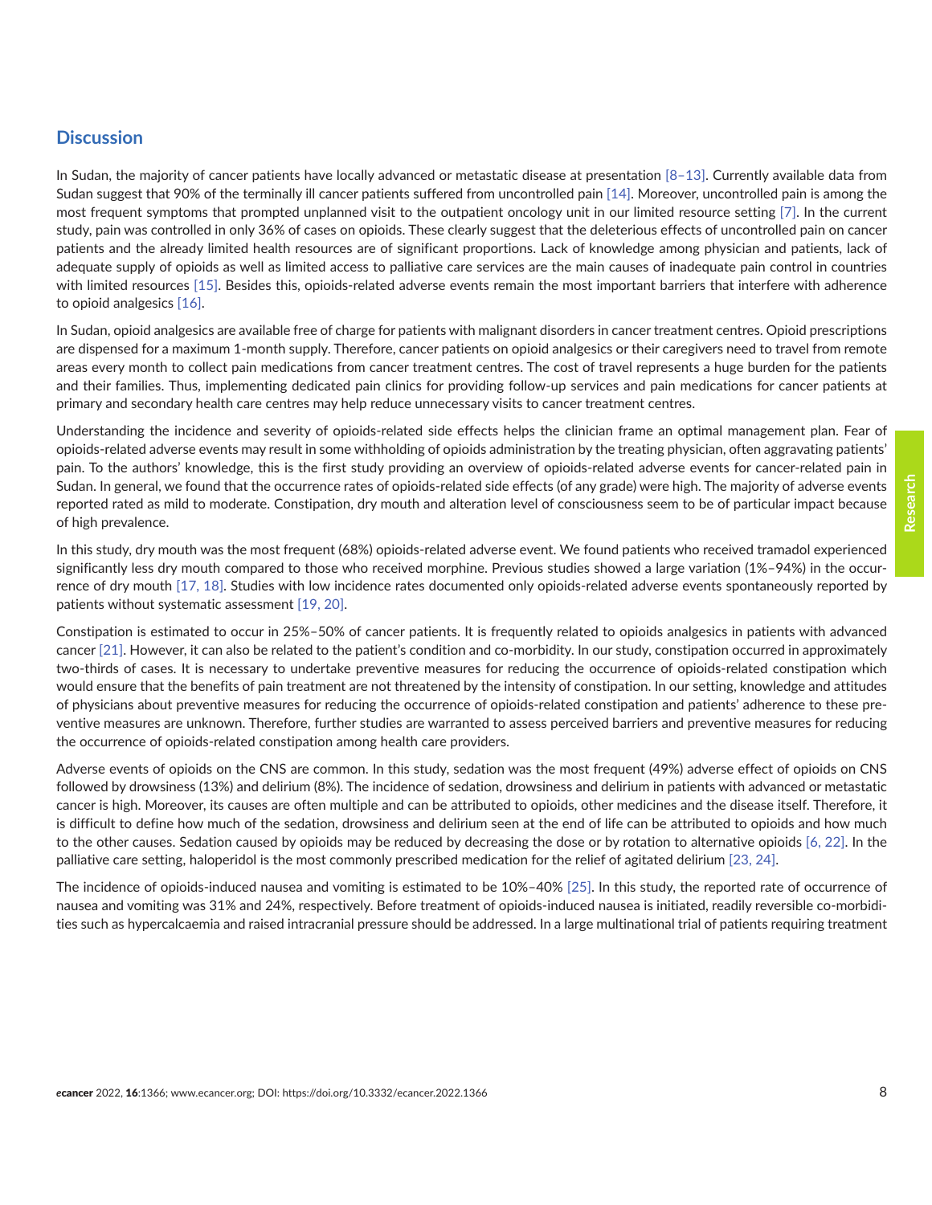## Discussion

In Sudan, the majority of cancer patients have locally advanced or metastatic disease at presentation [8–13]. Currently available data from Sudan suggest that 90% of the terminally ill cancer patients suffered from uncontrolled pain [14]. Moreover, uncontrolled pain is among the most frequent symptoms that prompted unplanned visit to the outpatient oncology unit in our limited resource setting [7]. In the current study, pain was controlled in only 36% of cases on opioids. These clearly suggest that the deleterious effects of uncontrolled pain on cancer patients and the already limited health resources are of significant proportions. Lack of knowledge among physician and patients, lack of adequate supply of opioids as well as limited access to palliative care services are the main causes of inadequate pain control in countries with limited resources [15]. Besides this, opioids-related adverse events remain the most important barriers that interfere with adherence to opioid analgesics [16].

In Sudan, opioid analgesics are available free of charge for patients with malignant disorders in cancer treatment centres. Opioid prescriptions are dispensed for a maximum 1-month supply. Therefore, cancer patients on opioid analgesics or their caregivers need to travel from remote areas every month to collect pain medications from cancer treatment centres. The cost of travel represents a huge burden for the patients and their families. Thus, implementing dedicated pain clinics for providing follow-up services and pain medications for cancer patients at primary and secondary health care centres may help reduce unnecessary visits to cancer treatment centres.

Understanding the incidence and severity of opioids-related side effects helps the clinician frame an optimal management plan. Fear of opioids-related adverse events may result in some withholding of opioids administration by the treating physician, often aggravating patients' pain. To the authors' knowledge, this is the first study providing an overview of opioids-related adverse events for cancer-related pain in Sudan. In general, we found that the occurrence rates of opioids-related side effects (of any grade) were high. The majority of adverse events reported rated as mild to moderate. Constipation, dry mouth and alteration level of consciousness seem to be of particular impact because of high prevalence.

In this study, dry mouth was the most frequent (68%) opioids-related adverse event. We found patients who received tramadol experienced significantly less dry mouth compared to those who received morphine. Previous studies showed a large variation (1%–94%) in the occurrence of dry mouth [17, 18]. Studies with low incidence rates documented only opioids-related adverse events spontaneously reported by patients without systematic assessment [19, 20].

Constipation is estimated to occur in 25%–50% of cancer patients. It is frequently related to opioids analgesics in patients with advanced cancer [21]. However, it can also be related to the patient's condition and co-morbidity. In our study, constipation occurred in approximately two-thirds of cases. It is necessary to undertake preventive measures for reducing the occurrence of opioids-related constipation which would ensure that the benefits of pain treatment are not threatened by the intensity of constipation. In our setting, knowledge and attitudes of physicians about preventive measures for reducing the occurrence of opioids-related constipation and patients' adherence to these preventive measures are unknown. Therefore, further studies are warranted to assess perceived barriers and preventive measures for reducing the occurrence of opioids-related constipation among health care providers.

Adverse events of opioids on the CNS are common. In this study, sedation was the most frequent (49%) adverse effect of opioids on CNS followed by drowsiness (13%) and delirium (8%). The incidence of sedation, drowsiness and delirium in patients with advanced or metastatic cancer is high. Moreover, its causes are often multiple and can be attributed to opioids, other medicines and the disease itself. Therefore, it is difficult to define how much of the sedation, drowsiness and delirium seen at the end of life can be attributed to opioids and how much to the other causes. Sedation caused by opioids may be reduced by decreasing the dose or by rotation to alternative opioids [6, 22]. In the palliative care setting, haloperidol is the most commonly prescribed medication for the relief of agitated delirium [23, 24].

The incidence of opioids-induced nausea and vomiting is estimated to be 10%–40% [25]. In this study, the reported rate of occurrence of nausea and vomiting was 31% and 24%, respectively. Before treatment of opioids-induced nausea is initiated, readily reversible co-morbidities such as hypercalcaemia and raised intracranial pressure should be addressed. In a large multinational trial of patients requiring treatment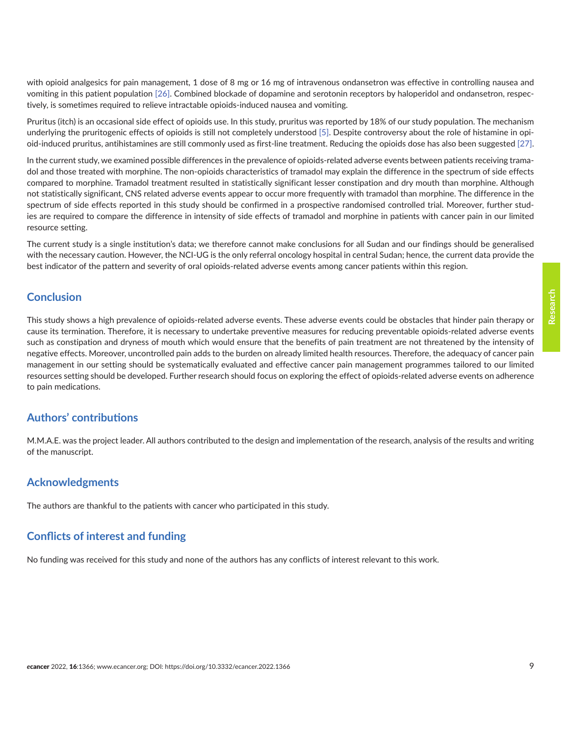with opioid analgesics for pain management, 1 dose of 8 mg or 16 mg of intravenous ondansetron was effective in controlling nausea and vomiting in this patient population [26]. Combined blockade of dopamine and serotonin receptors by haloperidol and ondansetron, respectively, is sometimes required to relieve intractable opioids-induced nausea and vomiting.

Pruritus (itch) is an occasional side effect of opioids use. In this study, pruritus was reported by 18% of our study population. The mechanism underlying the pruritogenic effects of opioids is still not completely understood [5]. Despite controversy about the role of histamine in opioid-induced pruritus, antihistamines are still commonly used as first-line treatment. Reducing the opioids dose has also been suggested [27].

In the current study, we examined possible differences in the prevalence of opioids-related adverse events between patients receiving tramadol and those treated with morphine. The non-opioids characteristics of tramadol may explain the difference in the spectrum of side effects compared to morphine. Tramadol treatment resulted in statistically significant lesser constipation and dry mouth than morphine. Although not statistically significant, CNS related adverse events appear to occur more frequently with tramadol than morphine. The difference in the spectrum of side effects reported in this study should be confirmed in a prospective randomised controlled trial. Moreover, further studies are required to compare the difference in intensity of side effects of tramadol and morphine in patients with cancer pain in our limited resource setting.

The current study is a single institution's data; we therefore cannot make conclusions for all Sudan and our findings should be generalised with the necessary caution. However, the NCI-UG is the only referral oncology hospital in central Sudan; hence, the current data provide the best indicator of the pattern and severity of oral opioids-related adverse events among cancer patients within this region.

## Conclusion

This study shows a high prevalence of opioids-related adverse events. These adverse events could be obstacles that hinder pain therapy or cause its termination. Therefore, it is necessary to undertake preventive measures for reducing preventable opioids-related adverse events such as constipation and dryness of mouth which would ensure that the benefits of pain treatment are not threatened by the intensity of negative effects. Moreover, uncontrolled pain adds to the burden on already limited health resources. Therefore, the adequacy of cancer pain management in our setting should be systematically evaluated and effective cancer pain management programmes tailored to our limited resources setting should be developed. Further research should focus on exploring the effect of opioids-related adverse events on adherence to pain medications.

## Authors' contributions

M.M.A.E. was the project leader. All authors contributed to the design and implementation of the research, analysis of the results and writing of the manuscript.

## Acknowledgments

The authors are thankful to the patients with cancer who participated in this study.

## Conflicts of interest and funding

No funding was received for this study and none of the authors has any conflicts of interest relevant to this work.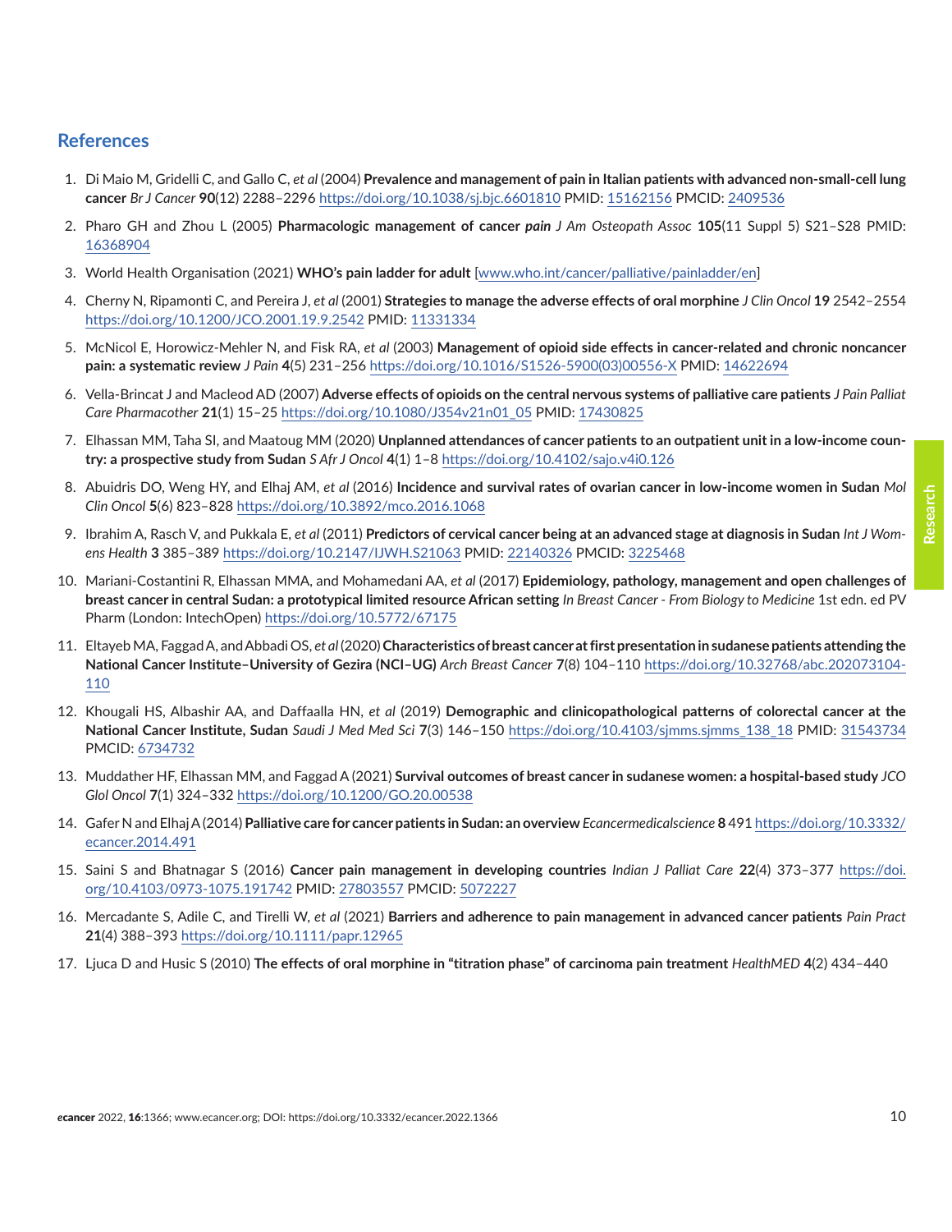## References

1. Di Maio M, Gridelli C, and Gallo C, *et al* (2004) **Prevalence and management of pain in Italian patients with advanced non-small-cell lung cancer** *Br J Cancer* **90**(12) 2288–2296 https://doi.org/10.1038/sj.bjc.6601810 PMID: 15162156 PMCID: 2409536

2. Pharo GH and Zhou L (2005) **Pharmacologic management of cancer *pain*** *J Am Osteopath Assoc* **105**(11 Suppl 5) S21–S28 PMID: 16368904

3. World Health Organisation (2021) **WHO's pain ladder for adult** [www.who.int/cancer/palliative/painladder/en]

4. Cherny N, Ripamonti C, and Pereira J, *et al* (2001) **Strategies to manage the adverse effects of oral morphine** *J Clin Oncol* **19** 2542–2554 https://doi.org/10.1200/JCO.2001.19.9.2542 PMID: 11331334

5. McNicol E, Horowicz-Mehler N, and Fisk RA, *et al* (2003) **Management of opioid side effects in cancer-related and chronic noncancer pain: a systematic review** *J Pain* **4**(5) 231–256 https://doi.org/10.1016/S1526-5900(03)00556-X PMID: 14622694

6. Vella-Brincat J and Macleod AD (2007) **Adverse effects of opioids on the central nervous systems of palliative care patients** *J Pain Palliat Care Pharmacother* **21**(1) 15–25 https://doi.org/10.1080/J354v21n01_05 PMID: 17430825

7. Elhassan MM, Taha SI, and Maatoug MM (2020) **Unplanned attendances of cancer patients to an outpatient unit in a low-income country: a prospective study from Sudan** *S Afr J Oncol* **4**(1) 1–8 https://doi.org/10.4102/sajo.v4i0.126

8. Abuidris DO, Weng HY, and Elhaj AM, *et al* (2016) **Incidence and survival rates of ovarian cancer in low-income women in Sudan** *Mol Clin Oncol* **5**(6) 823–828 https://doi.org/10.3892/mco.2016.1068

9. Ibrahim A, Rasch V, and Pukkala E, *et al* (2011) **Predictors of cervical cancer being at an advanced stage at diagnosis in Sudan** *Int J Womens Health* **3** 385–389 https://doi.org/10.2147/IJWH.S21063 PMID: 22140326 PMCID: 3225468

10. Mariani-Costantini R, Elhassan MMA, and Mohamedani AA, *et al* (2017) **Epidemiology, pathology, management and open challenges of breast cancer in central Sudan: a prototypical limited resource African setting** *In Breast Cancer - From Biology to Medicine* 1st edn. ed PV Pharm (London: IntechOpen) https://doi.org/10.5772/67175

11. Eltayeb MA, Faggad A, and Abbadi OS, *et al* (2020) **Characteristics of breast cancer at first presentation in sudanese patients attending the National Cancer Institute–University of Gezira (NCI–UG)** *Arch Breast Cancer* **7**(8) 104–110 https://doi.org/10.32768/abc.202073104-110

12. Khougali HS, Albashir AA, and Daffaalla HN, *et al* (2019) **Demographic and clinicopathological patterns of colorectal cancer at the National Cancer Institute, Sudan** *Saudi J Med Med Sci* **7**(3) 146–150 https://doi.org/10.4103/sjmms.sjmms_138_18 PMID: 31543734 PMCID: 6734732

13. Muddather HF, Elhassan MM, and Faggad A (2021) **Survival outcomes of breast cancer in sudanese women: a hospital-based study** *JCO Glol Oncol* **7**(1) 324–332 https://doi.org/10.1200/GO.20.00538

14. Gafer N and Elhaj A (2014) **Palliative care for cancer patients in Sudan: an overview** *Ecancermedicalscience* **8** 491 https://doi.org/10.3332/ecancer.2014.491

15. Saini S and Bhatnagar S (2016) **Cancer pain management in developing countries** *Indian J Palliat Care* **22**(4) 373–377 https://doi.org/10.4103/0973-1075.191742 PMID: 27803557 PMCID: 5072227

16. Mercadante S, Adile C, and Tirelli W, *et al* (2021) **Barriers and adherence to pain management in advanced cancer patients** *Pain Pract* **21**(4) 388–393 https://doi.org/10.1111/papr.12965

17. Ljuca D and Husic S (2010) **The effects of oral morphine in "titration phase" of carcinoma pain treatment** *HealthMED* **4**(2) 434–440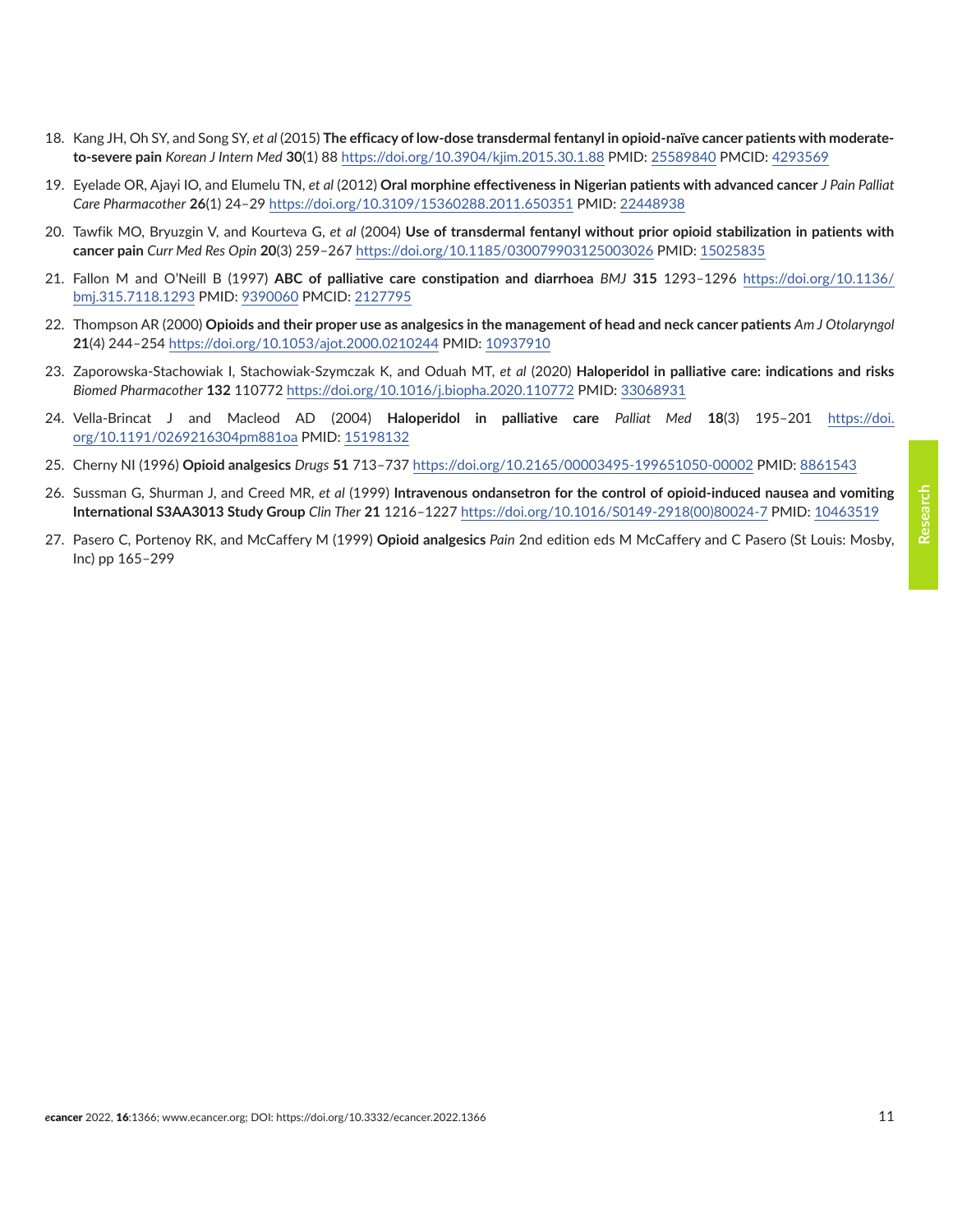18. Kang JH, Oh SY, and Song SY, *et al* (2015) **The efficacy of low-dose transdermal fentanyl in opioid-naïve cancer patients with moderate-to-severe pain** *Korean J Intern Med* **30**(1) 88 https://doi.org/10.3904/kjim.2015.30.1.88 PMID: 25589840 PMCID: 4293569

19. Eyelade OR, Ajayi IO, and Elumelu TN, *et al* (2012) **Oral morphine effectiveness in Nigerian patients with advanced cancer** *J Pain Palliat Care Pharmacother* **26**(1) 24–29 https://doi.org/10.3109/15360288.2011.650351 PMID: 22448938

20. Tawfik MO, Bryuzgin V, and Kourteva G, *et al* (2004) **Use of transdermal fentanyl without prior opioid stabilization in patients with cancer pain** *Curr Med Res Opin* **20**(3) 259–267 https://doi.org/10.1185/030079903125003026 PMID: 15025835

21. Fallon M and O'Neill B (1997) **ABC of palliative care constipation and diarrhoea** *BMJ* **315** 1293–1296 https://doi.org/10.1136/bmj.315.7118.1293 PMID: 9390060 PMCID: 2127795

22. Thompson AR (2000) **Opioids and their proper use as analgesics in the management of head and neck cancer patients** *Am J Otolaryngol* **21**(4) 244–254 https://doi.org/10.1053/ajot.2000.0210244 PMID: 10937910

23. Zaporowska-Stachowiak I, Stachowiak-Szymczak K, and Oduah MT, *et al* (2020) **Haloperidol in palliative care: indications and risks** *Biomed Pharmacother* **132** 110772 https://doi.org/10.1016/j.biopha.2020.110772 PMID: 33068931

24. Vella-Brincat J and Macleod AD (2004) **Haloperidol in palliative care** *Palliat Med* **18**(3) 195–201 https://doi.org/10.1191/0269216304pm881oa PMID: 15198132

25. Cherny NI (1996) **Opioid analgesics** *Drugs* **51** 713–737 https://doi.org/10.2165/00003495-199651050-00002 PMID: 8861543

26. Sussman G, Shurman J, and Creed MR, *et al* (1999) **Intravenous ondansetron for the control of opioid-induced nausea and vomiting International S3AA3013 Study Group** *Clin Ther* **21** 1216–1227 https://doi.org/10.1016/S0149-2918(00)80024-7 PMID: 10463519

27. Pasero C, Portenoy RK, and McCaffery M (1999) **Opioid analgesics** *Pain* 2nd edition eds M McCaffery and C Pasero (St Louis: Mosby, Inc) pp 165–299